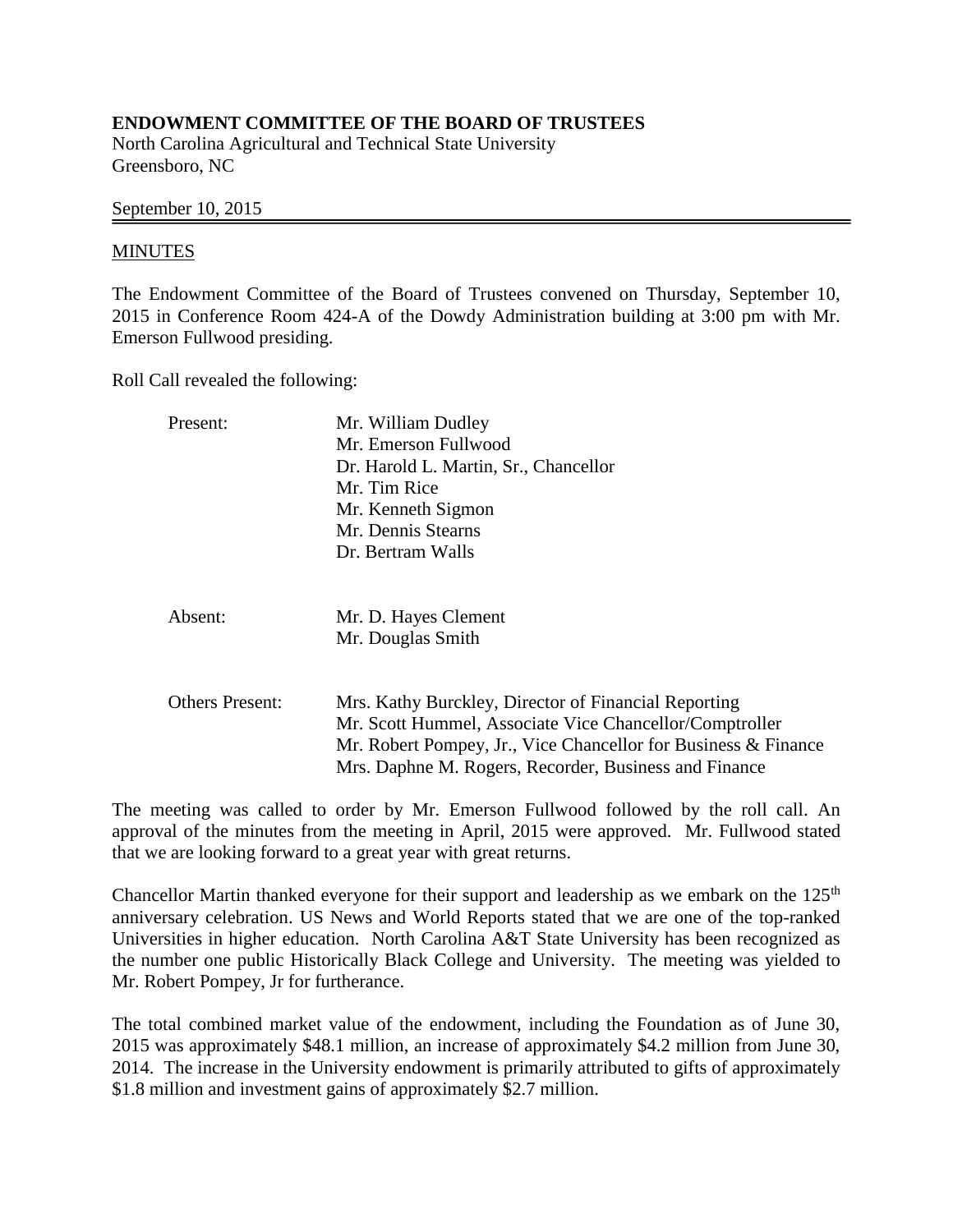**ENDOWMENT COMMITTEE OF THE BOARD OF TRUSTEES**
North Carolina Agricultural and Technical State University
Greensboro, NC

September 10, 2015

MINUTES

The Endowment Committee of the Board of Trustees convened on Thursday, September 10, 2015 in Conference Room 424-A of the Dowdy Administration building at 3:00 pm with Mr. Emerson Fullwood presiding.

Roll Call revealed the following:

| | |
|---|---|
| Present: | Mr. William Dudley<br>Mr. Emerson Fullwood<br>Dr. Harold L. Martin, Sr., Chancellor<br>Mr. Tim Rice<br>Mr. Kenneth Sigmon<br>Mr. Dennis Stearns<br>Dr. Bertram Walls |
| Absent: | Mr. D. Hayes Clement<br>Mr. Douglas Smith |
| Others Present: | Mrs. Kathy Burckley, Director of Financial Reporting<br>Mr. Scott Hummel, Associate Vice Chancellor/Comptroller<br>Mr. Robert Pompey, Jr., Vice Chancellor for Business & Finance<br>Mrs. Daphne M. Rogers, Recorder, Business and Finance |

The meeting was called to order by Mr. Emerson Fullwood followed by the roll call. An approval of the minutes from the meeting in April, 2015 were approved. Mr. Fullwood stated that we are looking forward to a great year with great returns.

Chancellor Martin thanked everyone for their support and leadership as we embark on the 125th anniversary celebration. US News and World Reports stated that we are one of the top-ranked Universities in higher education. North Carolina A&T State University has been recognized as the number one public Historically Black College and University. The meeting was yielded to Mr. Robert Pompey, Jr for furtherance.

The total combined market value of the endowment, including the Foundation as of June 30, 2015 was approximately $48.1 million, an increase of approximately $4.2 million from June 30, 2014. The increase in the University endowment is primarily attributed to gifts of approximately $1.8 million and investment gains of approximately $2.7 million.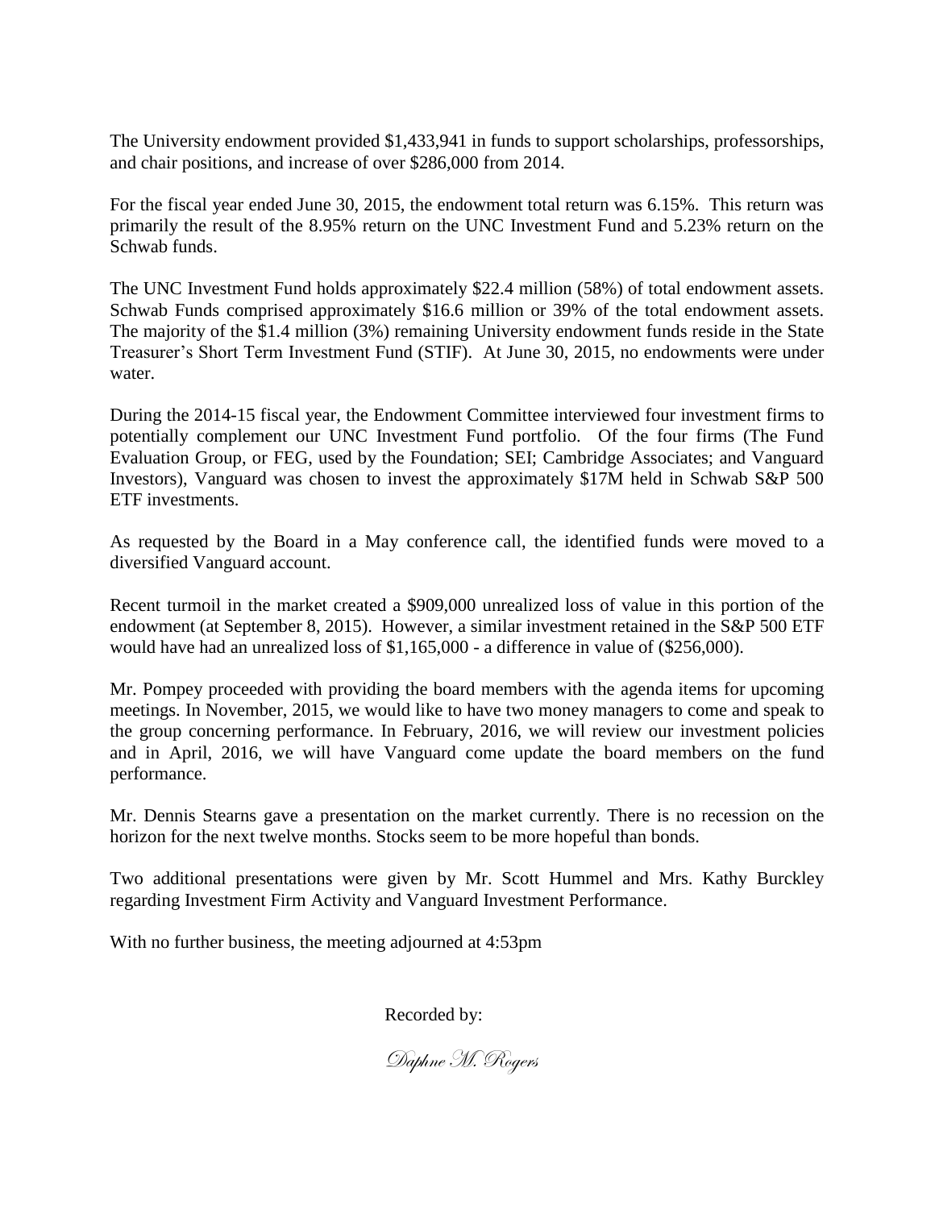The University endowment provided $1,433,941 in funds to support scholarships, professorships, and chair positions, and increase of over $286,000 from 2014.

For the fiscal year ended June 30, 2015, the endowment total return was 6.15%. This return was primarily the result of the 8.95% return on the UNC Investment Fund and 5.23% return on the Schwab funds.

The UNC Investment Fund holds approximately $22.4 million (58%) of total endowment assets. Schwab Funds comprised approximately $16.6 million or 39% of the total endowment assets. The majority of the $1.4 million (3%) remaining University endowment funds reside in the State Treasurer's Short Term Investment Fund (STIF). At June 30, 2015, no endowments were under water.

During the 2014-15 fiscal year, the Endowment Committee interviewed four investment firms to potentially complement our UNC Investment Fund portfolio. Of the four firms (The Fund Evaluation Group, or FEG, used by the Foundation; SEI; Cambridge Associates; and Vanguard Investors), Vanguard was chosen to invest the approximately $17M held in Schwab S&P 500 ETF investments.

As requested by the Board in a May conference call, the identified funds were moved to a diversified Vanguard account.

Recent turmoil in the market created a $909,000 unrealized loss of value in this portion of the endowment (at September 8, 2015). However, a similar investment retained in the S&P 500 ETF would have had an unrealized loss of $1,165,000 - a difference in value of ($256,000).

Mr. Pompey proceeded with providing the board members with the agenda items for upcoming meetings. In November, 2015, we would like to have two money managers to come and speak to the group concerning performance. In February, 2016, we will review our investment policies and in April, 2016, we will have Vanguard come update the board members on the fund performance.

Mr. Dennis Stearns gave a presentation on the market currently. There is no recession on the horizon for the next twelve months. Stocks seem to be more hopeful than bonds.

Two additional presentations were given by Mr. Scott Hummel and Mrs. Kathy Burckley regarding Investment Firm Activity and Vanguard Investment Performance.

With no further business, the meeting adjourned at 4:53pm

Recorded by:

*Daphne M. Rogers*